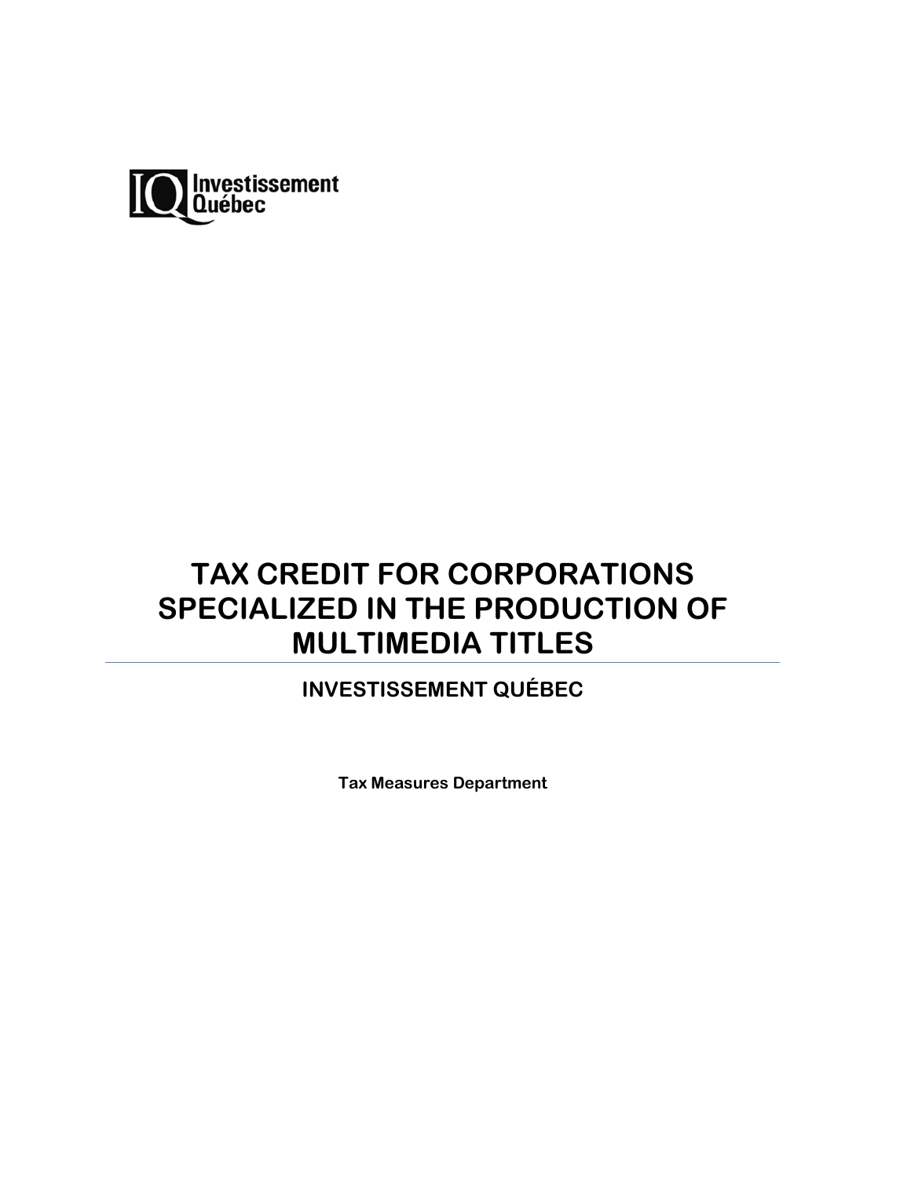Investissement Québec

# TAX CREDIT FOR CORPORATIONS SPECIALIZED IN THE PRODUCTION OF MULTIMEDIA TITLES

## INVESTISSEMENT QUÉBEC

**Tax Measures Department**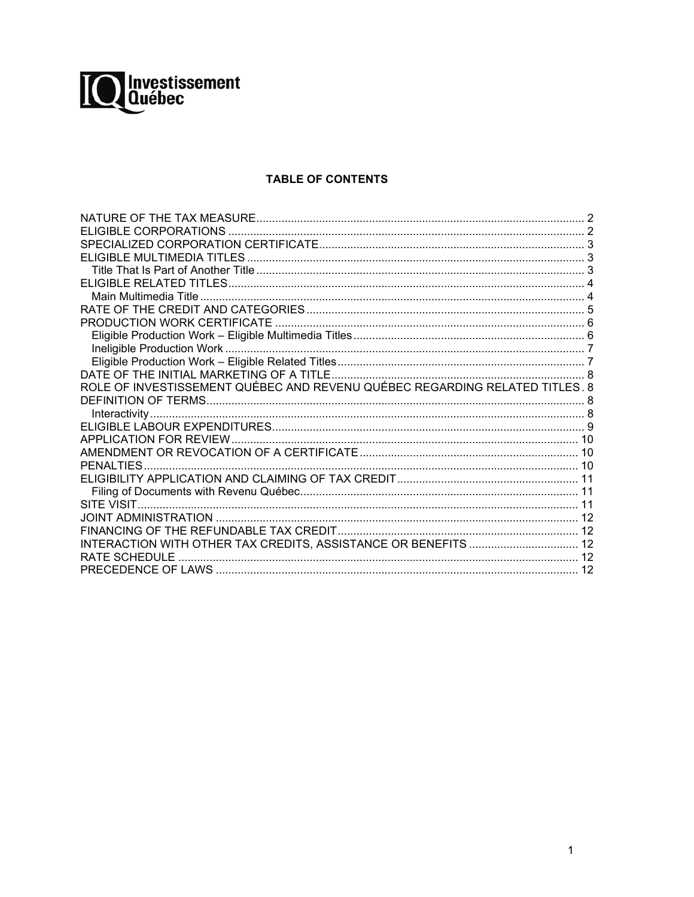Investissement Québec

## TABLE OF CONTENTS

- NATURE OF THE TAX MEASURE .................... 2
- ELIGIBLE CORPORATIONS .................... 2
- SPECIALIZED CORPORATION CERTIFICATE .................... 3
- ELIGIBLE MULTIMEDIA TITLES .................... 3
  - Title That Is Part of Another Title .................... 3
- ELIGIBLE RELATED TITLES .................... 4
  - Main Multimedia Title .................... 4
- RATE OF THE CREDIT AND CATEGORIES .................... 5
- PRODUCTION WORK CERTIFICATE .................... 6
  - Eligible Production Work – Eligible Multimedia Titles .................... 6
  - Ineligible Production Work .................... 7
  - Eligible Production Work – Eligible Related Titles .................... 7
- DATE OF THE INITIAL MARKETING OF A TITLE .................... 8
- ROLE OF INVESTISSEMENT QUÉBEC AND REVENU QUÉBEC REGARDING RELATED TITLES .................... 8
- DEFINITION OF TERMS .................... 8
  - Interactivity .................... 8
- ELIGIBLE LABOUR EXPENDITURES .................... 9
- APPLICATION FOR REVIEW .................... 10
- AMENDMENT OR REVOCATION OF A CERTIFICATE .................... 10
- PENALTIES .................... 10
- ELIGIBILITY APPLICATION AND CLAIMING OF TAX CREDIT .................... 11
  - Filing of Documents with Revenu Québec .................... 11
- SITE VISIT .................... 11
- JOINT ADMINISTRATION .................... 12
- FINANCING OF THE REFUNDABLE TAX CREDIT .................... 12
- INTERACTION WITH OTHER TAX CREDITS, ASSISTANCE OR BENEFITS .................... 12
- RATE SCHEDULE .................... 12
- PRECEDENCE OF LAWS .................... 12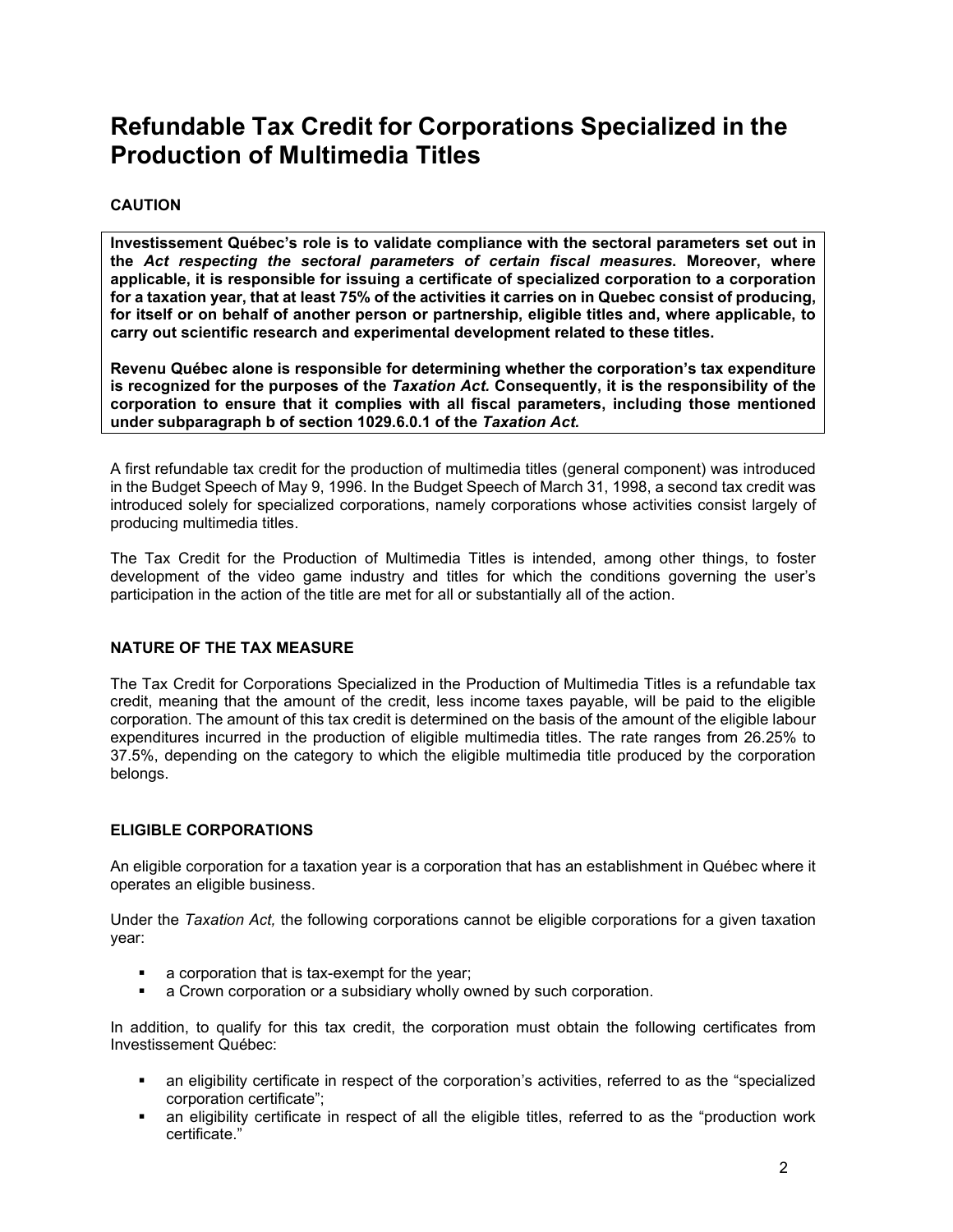# Refundable Tax Credit for Corporations Specialized in the Production of Multimedia Titles

**CAUTION**

**Investissement Québec's role is to validate compliance with the sectoral parameters set out in the *Act respecting the sectoral parameters of certain fiscal measures*. Moreover, where applicable, it is responsible for issuing a certificate of specialized corporation to a corporation for a taxation year, that at least 75% of the activities it carries on in Quebec consist of producing, for itself or on behalf of another person or partnership, eligible titles and, where applicable, to carry out scientific research and experimental development related to these titles.**

**Revenu Québec alone is responsible for determining whether the corporation's tax expenditure is recognized for the purposes of the *Taxation Act.* Consequently, it is the responsibility of the corporation to ensure that it complies with all fiscal parameters, including those mentioned under subparagraph b of section 1029.6.0.1 of the *Taxation Act.***

A first refundable tax credit for the production of multimedia titles (general component) was introduced in the Budget Speech of May 9, 1996. In the Budget Speech of March 31, 1998, a second tax credit was introduced solely for specialized corporations, namely corporations whose activities consist largely of producing multimedia titles.

The Tax Credit for the Production of Multimedia Titles is intended, among other things, to foster development of the video game industry and titles for which the conditions governing the user's participation in the action of the title are met for all or substantially all of the action.

### NATURE OF THE TAX MEASURE

The Tax Credit for Corporations Specialized in the Production of Multimedia Titles is a refundable tax credit, meaning that the amount of the credit, less income taxes payable, will be paid to the eligible corporation. The amount of this tax credit is determined on the basis of the amount of the eligible labour expenditures incurred in the production of eligible multimedia titles. The rate ranges from 26.25% to 37.5%, depending on the category to which the eligible multimedia title produced by the corporation belongs.

### ELIGIBLE CORPORATIONS

An eligible corporation for a taxation year is a corporation that has an establishment in Québec where it operates an eligible business.

Under the *Taxation Act,* the following corporations cannot be eligible corporations for a given taxation year:

- a corporation that is tax-exempt for the year;
- a Crown corporation or a subsidiary wholly owned by such corporation.

In addition, to qualify for this tax credit, the corporation must obtain the following certificates from Investissement Québec:

- an eligibility certificate in respect of the corporation's activities, referred to as the "specialized corporation certificate";
- an eligibility certificate in respect of all the eligible titles, referred to as the "production work certificate."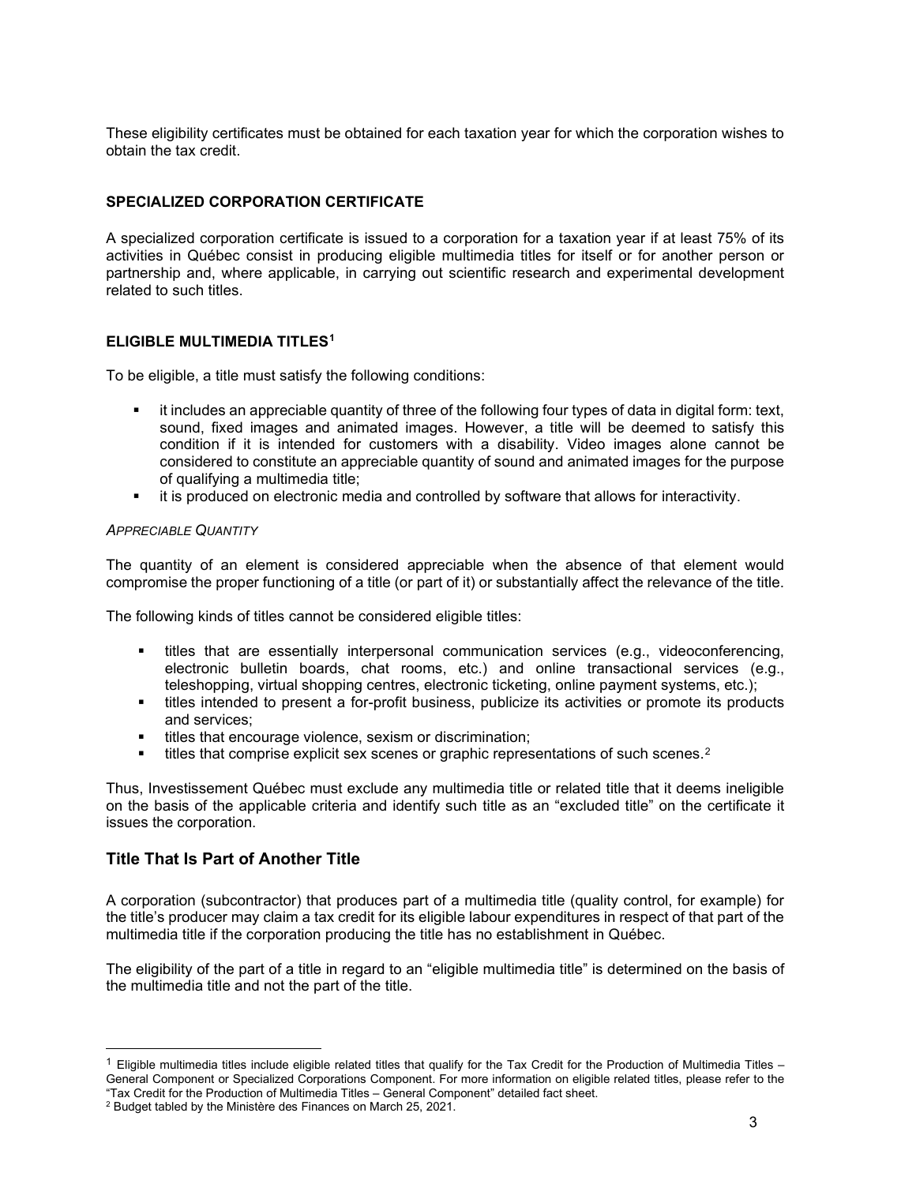These eligibility certificates must be obtained for each taxation year for which the corporation wishes to obtain the tax credit.

### SPECIALIZED CORPORATION CERTIFICATE

A specialized corporation certificate is issued to a corporation for a taxation year if at least 75% of its activities in Québec consist in producing eligible multimedia titles for itself or for another person or partnership and, where applicable, in carrying out scientific research and experimental development related to such titles.

### ELIGIBLE MULTIMEDIA TITLES[1]

To be eligible, a title must satisfy the following conditions:

- it includes an appreciable quantity of three of the following four types of data in digital form: text, sound, fixed images and animated images. However, a title will be deemed to satisfy this condition if it is intended for customers with a disability. Video images alone cannot be considered to constitute an appreciable quantity of sound and animated images for the purpose of qualifying a multimedia title;
- it is produced on electronic media and controlled by software that allows for interactivity.

#### *APPRECIABLE QUANTITY*

The quantity of an element is considered appreciable when the absence of that element would compromise the proper functioning of a title (or part of it) or substantially affect the relevance of the title.

The following kinds of titles cannot be considered eligible titles:

- titles that are essentially interpersonal communication services (e.g., videoconferencing, electronic bulletin boards, chat rooms, etc.) and online transactional services (e.g., teleshopping, virtual shopping centres, electronic ticketing, online payment systems, etc.);
- titles intended to present a for-profit business, publicize its activities or promote its products and services;
- titles that encourage violence, sexism or discrimination;
- titles that comprise explicit sex scenes or graphic representations of such scenes.[2]

Thus, Investissement Québec must exclude any multimedia title or related title that it deems ineligible on the basis of the applicable criteria and identify such title as an "excluded title" on the certificate it issues the corporation.

## Title That Is Part of Another Title

A corporation (subcontractor) that produces part of a multimedia title (quality control, for example) for the title's producer may claim a tax credit for its eligible labour expenditures in respect of that part of the multimedia title if the corporation producing the title has no establishment in Québec.

The eligibility of the part of a title in regard to an "eligible multimedia title" is determined on the basis of the multimedia title and not the part of the title.

---

[1] Eligible multimedia titles include eligible related titles that qualify for the Tax Credit for the Production of Multimedia Titles – General Component or Specialized Corporations Component. For more information on eligible related titles, please refer to the "Tax Credit for the Production of Multimedia Titles – General Component" detailed fact sheet.

[2] Budget tabled by the Ministère des Finances on March 25, 2021.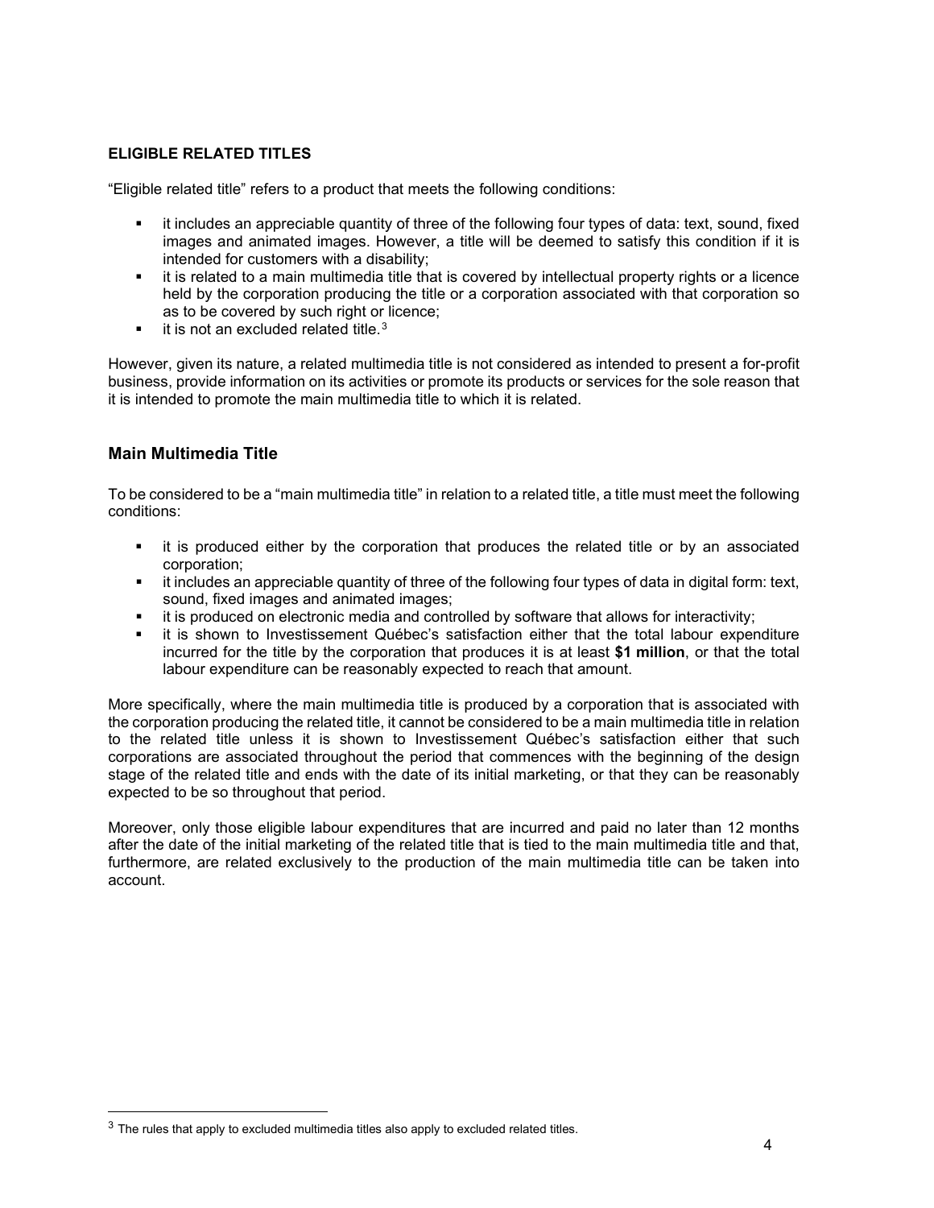### ELIGIBLE RELATED TITLES

"Eligible related title" refers to a product that meets the following conditions:

- it includes an appreciable quantity of three of the following four types of data: text, sound, fixed images and animated images. However, a title will be deemed to satisfy this condition if it is intended for customers with a disability;
- it is related to a main multimedia title that is covered by intellectual property rights or a licence held by the corporation producing the title or a corporation associated with that corporation so as to be covered by such right or licence;
- it is not an excluded related title.[3]

However, given its nature, a related multimedia title is not considered as intended to present a for-profit business, provide information on its activities or promote its products or services for the sole reason that it is intended to promote the main multimedia title to which it is related.

## Main Multimedia Title

To be considered to be a "main multimedia title" in relation to a related title, a title must meet the following conditions:

- it is produced either by the corporation that produces the related title or by an associated corporation;
- it includes an appreciable quantity of three of the following four types of data in digital form: text, sound, fixed images and animated images;
- it is produced on electronic media and controlled by software that allows for interactivity;
- it is shown to Investissement Québec's satisfaction either that the total labour expenditure incurred for the title by the corporation that produces it is at least **$1 million**, or that the total labour expenditure can be reasonably expected to reach that amount.

More specifically, where the main multimedia title is produced by a corporation that is associated with the corporation producing the related title, it cannot be considered to be a main multimedia title in relation to the related title unless it is shown to Investissement Québec's satisfaction either that such corporations are associated throughout the period that commences with the beginning of the design stage of the related title and ends with the date of its initial marketing, or that they can be reasonably expected to be so throughout that period.

Moreover, only those eligible labour expenditures that are incurred and paid no later than 12 months after the date of the initial marketing of the related title that is tied to the main multimedia title and that, furthermore, are related exclusively to the production of the main multimedia title can be taken into account.

---

[3] The rules that apply to excluded multimedia titles also apply to excluded related titles.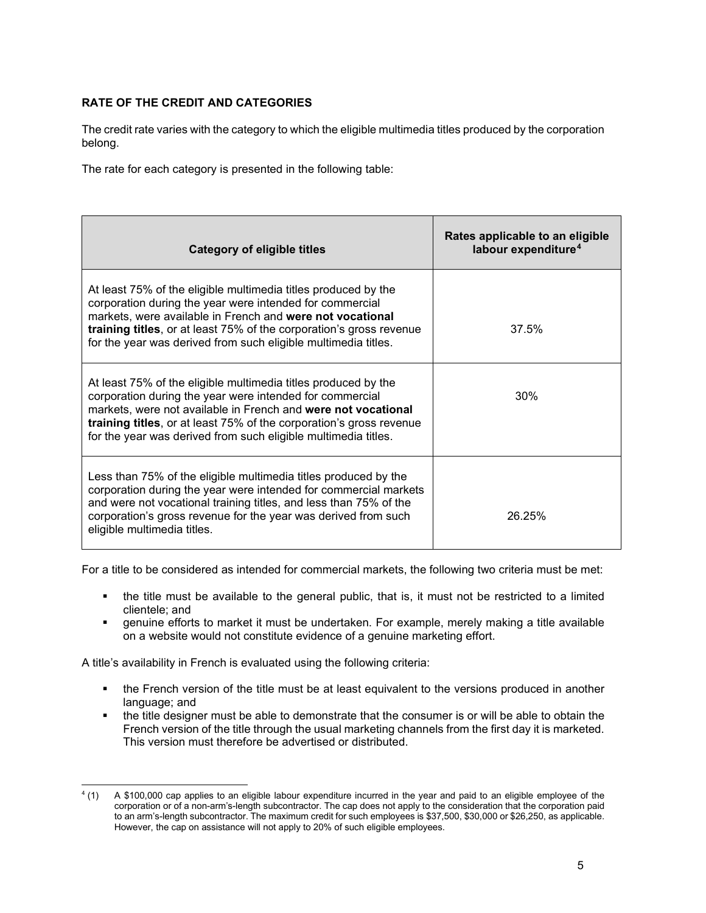**RATE OF THE CREDIT AND CATEGORIES**

The credit rate varies with the category to which the eligible multimedia titles produced by the corporation belong.

The rate for each category is presented in the following table:

| Category of eligible titles | Rates applicable to an eligible labour expenditure[4] |
|---|---|
| At least 75% of the eligible multimedia titles produced by the corporation during the year were intended for commercial markets, were available in French and **were not vocational training titles**, or at least 75% of the corporation's gross revenue for the year was derived from such eligible multimedia titles. | 37.5% |
| At least 75% of the eligible multimedia titles produced by the corporation during the year were intended for commercial markets, were not available in French and **were not vocational training titles**, or at least 75% of the corporation's gross revenue for the year was derived from such eligible multimedia titles. | 30% |
| Less than 75% of the eligible multimedia titles produced by the corporation during the year were intended for commercial markets and were not vocational training titles, and less than 75% of the corporation's gross revenue for the year was derived from such eligible multimedia titles. | 26.25% |

For a title to be considered as intended for commercial markets, the following two criteria must be met:

- the title must be available to the general public, that is, it must not be restricted to a limited clientele; and
- genuine efforts to market it must be undertaken. For example, merely making a title available on a website would not constitute evidence of a genuine marketing effort.

A title's availability in French is evaluated using the following criteria:

- the French version of the title must be at least equivalent to the versions produced in another language; and
- the title designer must be able to demonstrate that the consumer is or will be able to obtain the French version of the title through the usual marketing channels from the first day it is marketed. This version must therefore be advertised or distributed.

[4] (1) A $100,000 cap applies to an eligible labour expenditure incurred in the year and paid to an eligible employee of the corporation or of a non-arm's-length subcontractor. The cap does not apply to the consideration that the corporation paid to an arm's-length subcontractor. The maximum credit for such employees is $37,500, $30,000 or $26,250, as applicable. However, the cap on assistance will not apply to 20% of such eligible employees.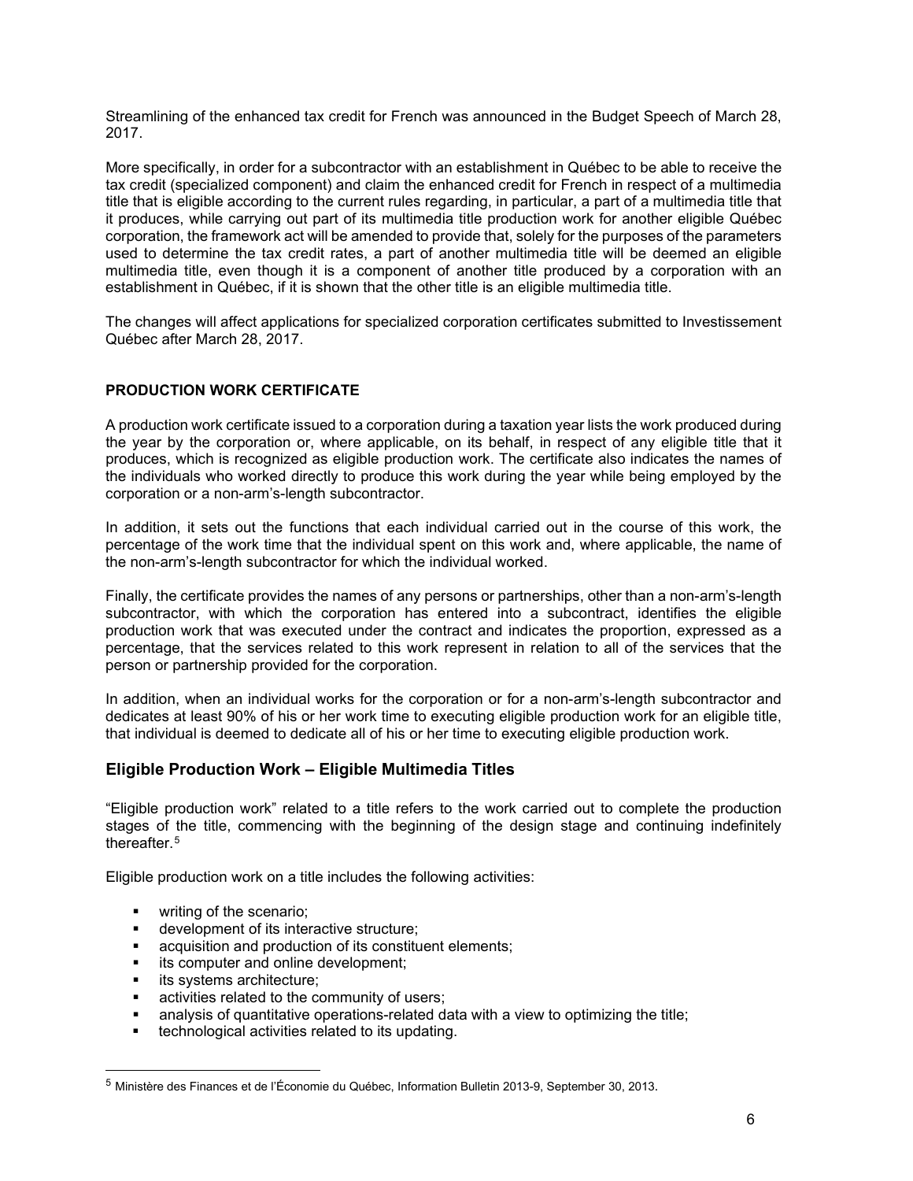Streamlining of the enhanced tax credit for French was announced in the Budget Speech of March 28, 2017.

More specifically, in order for a subcontractor with an establishment in Québec to be able to receive the tax credit (specialized component) and claim the enhanced credit for French in respect of a multimedia title that is eligible according to the current rules regarding, in particular, a part of a multimedia title that it produces, while carrying out part of its multimedia title production work for another eligible Québec corporation, the framework act will be amended to provide that, solely for the purposes of the parameters used to determine the tax credit rates, a part of another multimedia title will be deemed an eligible multimedia title, even though it is a component of another title produced by a corporation with an establishment in Québec, if it is shown that the other title is an eligible multimedia title.

The changes will affect applications for specialized corporation certificates submitted to Investissement Québec after March 28, 2017.

**PRODUCTION WORK CERTIFICATE**

A production work certificate issued to a corporation during a taxation year lists the work produced during the year by the corporation or, where applicable, on its behalf, in respect of any eligible title that it produces, which is recognized as eligible production work. The certificate also indicates the names of the individuals who worked directly to produce this work during the year while being employed by the corporation or a non-arm's-length subcontractor.

In addition, it sets out the functions that each individual carried out in the course of this work, the percentage of the work time that the individual spent on this work and, where applicable, the name of the non-arm's-length subcontractor for which the individual worked.

Finally, the certificate provides the names of any persons or partnerships, other than a non-arm's-length subcontractor, with which the corporation has entered into a subcontract, identifies the eligible production work that was executed under the contract and indicates the proportion, expressed as a percentage, that the services related to this work represent in relation to all of the services that the person or partnership provided for the corporation.

In addition, when an individual works for the corporation or for a non-arm's-length subcontractor and dedicates at least 90% of his or her work time to executing eligible production work for an eligible title, that individual is deemed to dedicate all of his or her time to executing eligible production work.

## Eligible Production Work – Eligible Multimedia Titles

"Eligible production work" related to a title refers to the work carried out to complete the production stages of the title, commencing with the beginning of the design stage and continuing indefinitely thereafter.[5]

Eligible production work on a title includes the following activities:

- writing of the scenario;
- development of its interactive structure;
- acquisition and production of its constituent elements;
- its computer and online development;
- its systems architecture;
- activities related to the community of users;
- analysis of quantitative operations-related data with a view to optimizing the title;
- technological activities related to its updating.

[5] Ministère des Finances et de l'Économie du Québec, Information Bulletin 2013-9, September 30, 2013.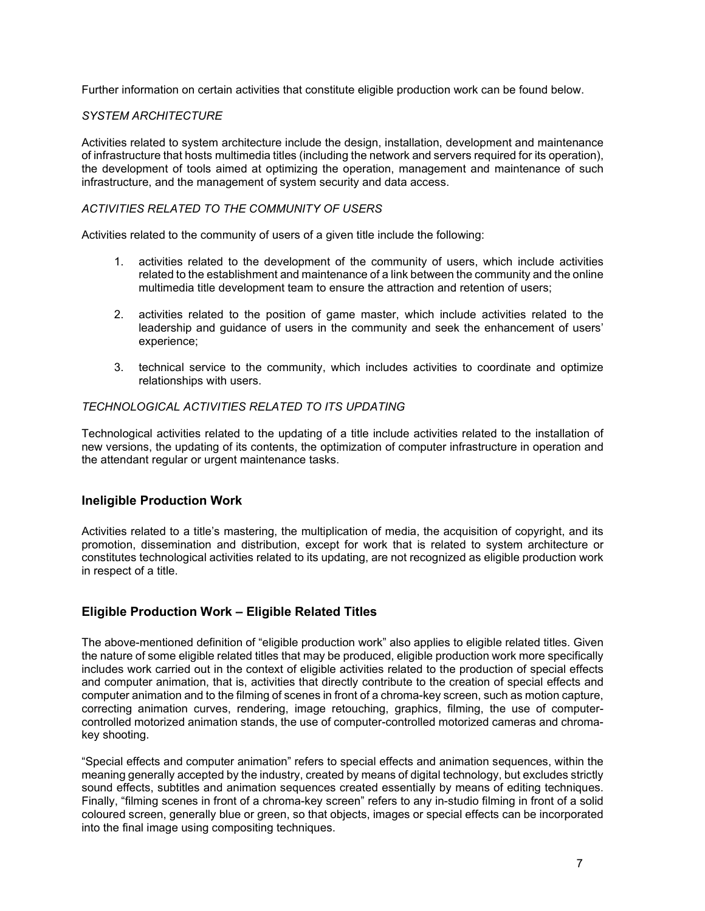Further information on certain activities that constitute eligible production work can be found below.

*SYSTEM ARCHITECTURE*

Activities related to system architecture include the design, installation, development and maintenance of infrastructure that hosts multimedia titles (including the network and servers required for its operation), the development of tools aimed at optimizing the operation, management and maintenance of such infrastructure, and the management of system security and data access.

*ACTIVITIES RELATED TO THE COMMUNITY OF USERS*

Activities related to the community of users of a given title include the following:

1. activities related to the development of the community of users, which include activities related to the establishment and maintenance of a link between the community and the online multimedia title development team to ensure the attraction and retention of users;

2. activities related to the position of game master, which include activities related to the leadership and guidance of users in the community and seek the enhancement of users' experience;

3. technical service to the community, which includes activities to coordinate and optimize relationships with users.

*TECHNOLOGICAL ACTIVITIES RELATED TO ITS UPDATING*

Technological activities related to the updating of a title include activities related to the installation of new versions, the updating of its contents, the optimization of computer infrastructure in operation and the attendant regular or urgent maintenance tasks.

## Ineligible Production Work

Activities related to a title's mastering, the multiplication of media, the acquisition of copyright, and its promotion, dissemination and distribution, except for work that is related to system architecture or constitutes technological activities related to its updating, are not recognized as eligible production work in respect of a title.

## Eligible Production Work – Eligible Related Titles

The above-mentioned definition of "eligible production work" also applies to eligible related titles. Given the nature of some eligible related titles that may be produced, eligible production work more specifically includes work carried out in the context of eligible activities related to the production of special effects and computer animation, that is, activities that directly contribute to the creation of special effects and computer animation and to the filming of scenes in front of a chroma-key screen, such as motion capture, correcting animation curves, rendering, image retouching, graphics, filming, the use of computer-controlled motorized animation stands, the use of computer-controlled motorized cameras and chroma-key shooting.

"Special effects and computer animation" refers to special effects and animation sequences, within the meaning generally accepted by the industry, created by means of digital technology, but excludes strictly sound effects, subtitles and animation sequences created essentially by means of editing techniques. Finally, "filming scenes in front of a chroma-key screen" refers to any in-studio filming in front of a solid coloured screen, generally blue or green, so that objects, images or special effects can be incorporated into the final image using compositing techniques.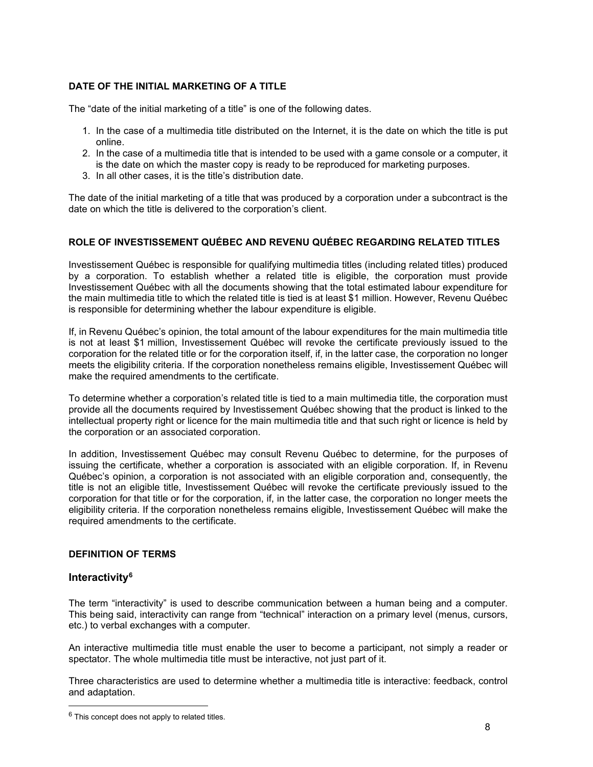**DATE OF THE INITIAL MARKETING OF A TITLE**

The “date of the initial marketing of a title” is one of the following dates.

1. In the case of a multimedia title distributed on the Internet, it is the date on which the title is put online.
2. In the case of a multimedia title that is intended to be used with a game console or a computer, it is the date on which the master copy is ready to be reproduced for marketing purposes.
3. In all other cases, it is the title’s distribution date.

The date of the initial marketing of a title that was produced by a corporation under a subcontract is the date on which the title is delivered to the corporation’s client.

**ROLE OF INVESTISSEMENT QUÉBEC AND REVENU QUÉBEC REGARDING RELATED TITLES**

Investissement Québec is responsible for qualifying multimedia titles (including related titles) produced by a corporation. To establish whether a related title is eligible, the corporation must provide Investissement Québec with all the documents showing that the total estimated labour expenditure for the main multimedia title to which the related title is tied is at least $1 million. However, Revenu Québec is responsible for determining whether the labour expenditure is eligible.

If, in Revenu Québec’s opinion, the total amount of the labour expenditures for the main multimedia title is not at least $1 million, Investissement Québec will revoke the certificate previously issued to the corporation for the related title or for the corporation itself, if, in the latter case, the corporation no longer meets the eligibility criteria. If the corporation nonetheless remains eligible, Investissement Québec will make the required amendments to the certificate.

To determine whether a corporation’s related title is tied to a main multimedia title, the corporation must provide all the documents required by Investissement Québec showing that the product is linked to the intellectual property right or licence for the main multimedia title and that such right or licence is held by the corporation or an associated corporation.

In addition, Investissement Québec may consult Revenu Québec to determine, for the purposes of issuing the certificate, whether a corporation is associated with an eligible corporation. If, in Revenu Québec’s opinion, a corporation is not associated with an eligible corporation and, consequently, the title is not an eligible title, Investissement Québec will revoke the certificate previously issued to the corporation for that title or for the corporation, if, in the latter case, the corporation no longer meets the eligibility criteria. If the corporation nonetheless remains eligible, Investissement Québec will make the required amendments to the certificate.

**DEFINITION OF TERMS**

## Interactivity[6]

The term “interactivity” is used to describe communication between a human being and a computer. This being said, interactivity can range from “technical” interaction on a primary level (menus, cursors, etc.) to verbal exchanges with a computer.

An interactive multimedia title must enable the user to become a participant, not simply a reader or spectator. The whole multimedia title must be interactive, not just part of it.

Three characteristics are used to determine whether a multimedia title is interactive: feedback, control and adaptation.

---

[6] This concept does not apply to related titles.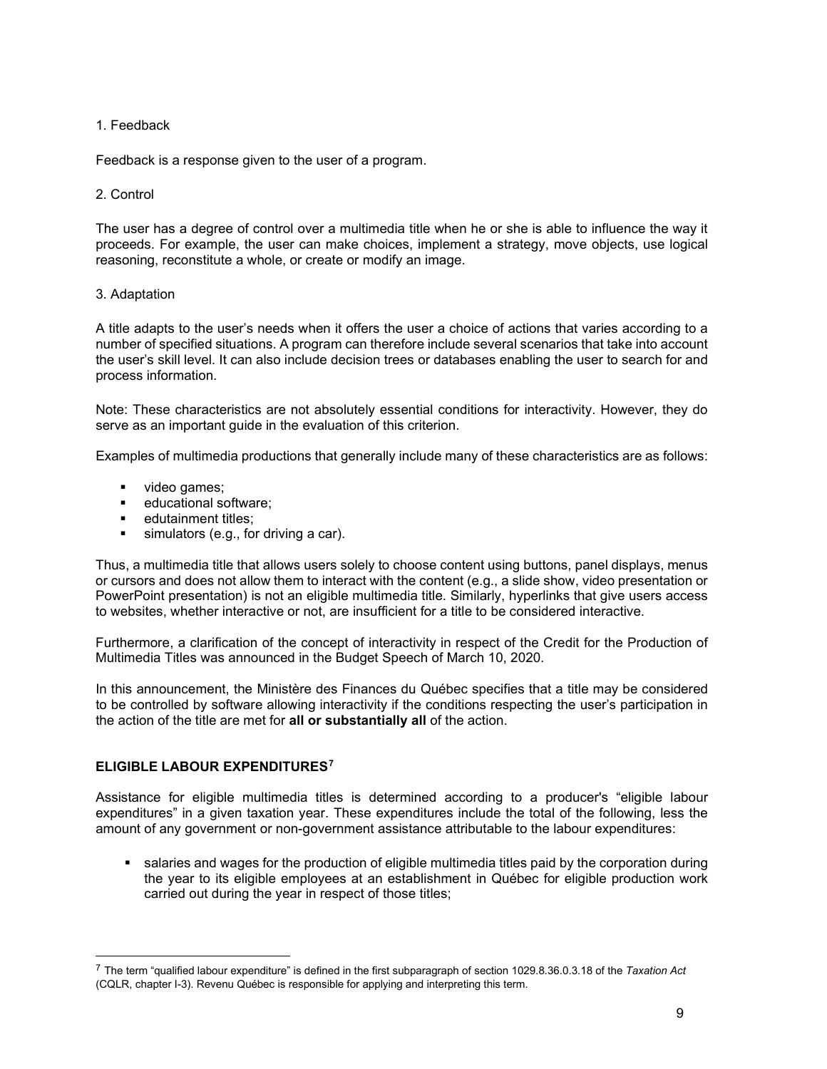1. Feedback

Feedback is a response given to the user of a program.

2. Control

The user has a degree of control over a multimedia title when he or she is able to influence the way it proceeds. For example, the user can make choices, implement a strategy, move objects, use logical reasoning, reconstitute a whole, or create or modify an image.

3. Adaptation

A title adapts to the user's needs when it offers the user a choice of actions that varies according to a number of specified situations. A program can therefore include several scenarios that take into account the user's skill level. It can also include decision trees or databases enabling the user to search for and process information.

Note: These characteristics are not absolutely essential conditions for interactivity. However, they do serve as an important guide in the evaluation of this criterion.

Examples of multimedia productions that generally include many of these characteristics are as follows:

- video games;
- educational software;
- edutainment titles;
- simulators (e.g., for driving a car).

Thus, a multimedia title that allows users solely to choose content using buttons, panel displays, menus or cursors and does not allow them to interact with the content (e.g., a slide show, video presentation or PowerPoint presentation) is not an eligible multimedia title. Similarly, hyperlinks that give users access to websites, whether interactive or not, are insufficient for a title to be considered interactive.

Furthermore, a clarification of the concept of interactivity in respect of the Credit for the Production of Multimedia Titles was announced in the Budget Speech of March 10, 2020.

In this announcement, the Ministère des Finances du Québec specifies that a title may be considered to be controlled by software allowing interactivity if the conditions respecting the user's participation in the action of the title are met for **all or substantially all** of the action.

## ELIGIBLE LABOUR EXPENDITURES[7]

Assistance for eligible multimedia titles is determined according to a producer's "eligible labour expenditures" in a given taxation year. These expenditures include the total of the following, less the amount of any government or non-government assistance attributable to the labour expenditures:

- salaries and wages for the production of eligible multimedia titles paid by the corporation during the year to its eligible employees at an establishment in Québec for eligible production work carried out during the year in respect of those titles;

---

[7] The term "qualified labour expenditure" is defined in the first subparagraph of section 1029.8.36.0.3.18 of the *Taxation Act* (CQLR, chapter I-3). Revenu Québec is responsible for applying and interpreting this term.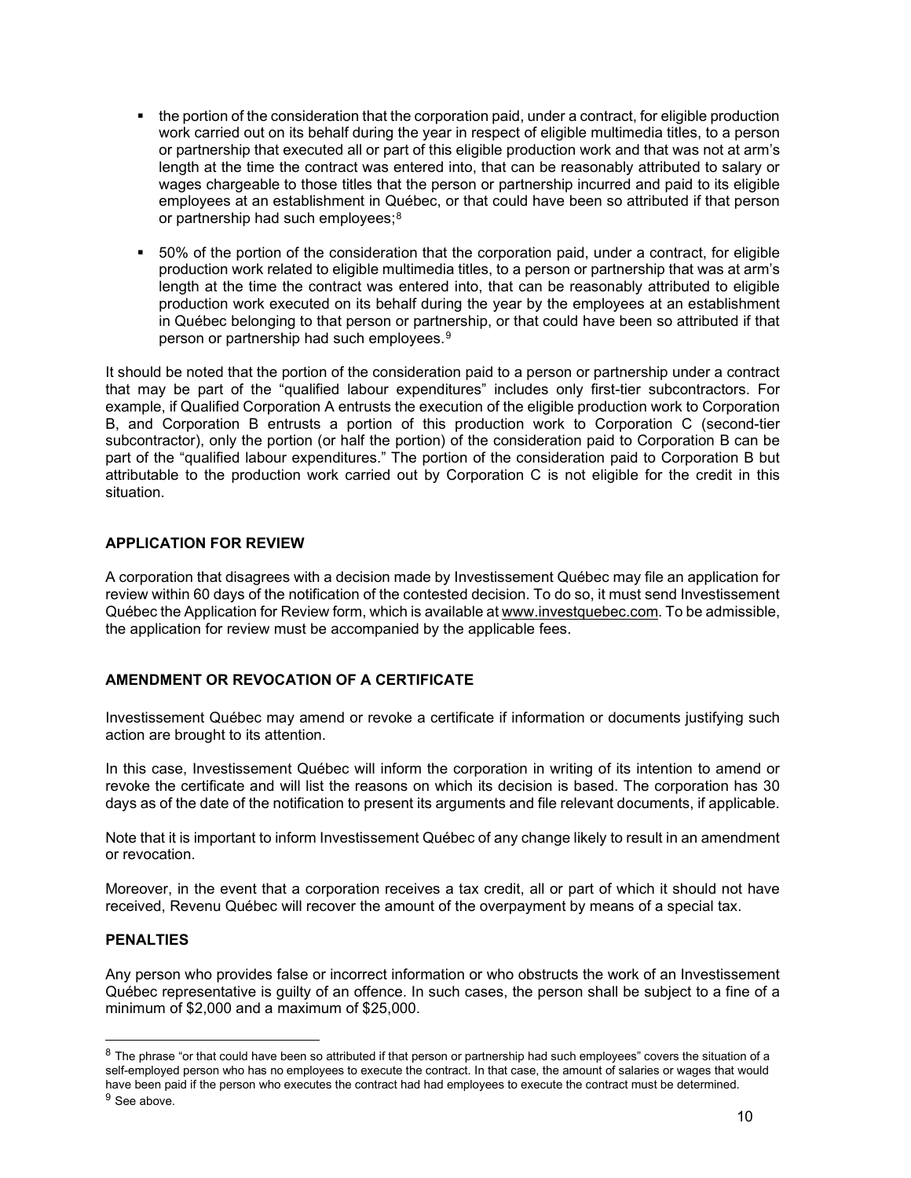- the portion of the consideration that the corporation paid, under a contract, for eligible production work carried out on its behalf during the year in respect of eligible multimedia titles, to a person or partnership that executed all or part of this eligible production work and that was not at arm's length at the time the contract was entered into, that can be reasonably attributed to salary or wages chargeable to those titles that the person or partnership incurred and paid to its eligible employees at an establishment in Québec, or that could have been so attributed if that person or partnership had such employees;[8]

- 50% of the portion of the consideration that the corporation paid, under a contract, for eligible production work related to eligible multimedia titles, to a person or partnership that was at arm's length at the time the contract was entered into, that can be reasonably attributed to eligible production work executed on its behalf during the year by the employees at an establishment in Québec belonging to that person or partnership, or that could have been so attributed if that person or partnership had such employees.[9]

It should be noted that the portion of the consideration paid to a person or partnership under a contract that may be part of the "qualified labour expenditures" includes only first-tier subcontractors. For example, if Qualified Corporation A entrusts the execution of the eligible production work to Corporation B, and Corporation B entrusts a portion of this production work to Corporation C (second-tier subcontractor), only the portion (or half the portion) of the consideration paid to Corporation B can be part of the "qualified labour expenditures." The portion of the consideration paid to Corporation B but attributable to the production work carried out by Corporation C is not eligible for the credit in this situation.

## APPLICATION FOR REVIEW

A corporation that disagrees with a decision made by Investissement Québec may file an application for review within 60 days of the notification of the contested decision. To do so, it must send Investissement Québec the Application for Review form, which is available at www.investquebec.com. To be admissible, the application for review must be accompanied by the applicable fees.

## AMENDMENT OR REVOCATION OF A CERTIFICATE

Investissement Québec may amend or revoke a certificate if information or documents justifying such action are brought to its attention.

In this case, Investissement Québec will inform the corporation in writing of its intention to amend or revoke the certificate and will list the reasons on which its decision is based. The corporation has 30 days as of the date of the notification to present its arguments and file relevant documents, if applicable.

Note that it is important to inform Investissement Québec of any change likely to result in an amendment or revocation.

Moreover, in the event that a corporation receives a tax credit, all or part of which it should not have received, Revenu Québec will recover the amount of the overpayment by means of a special tax.

## PENALTIES

Any person who provides false or incorrect information or who obstructs the work of an Investissement Québec representative is guilty of an offence. In such cases, the person shall be subject to a fine of a minimum of $2,000 and a maximum of $25,000.

---

[8] The phrase "or that could have been so attributed if that person or partnership had such employees" covers the situation of a self-employed person who has no employees to execute the contract. In that case, the amount of salaries or wages that would have been paid if the person who executes the contract had had employees to execute the contract must be determined.

[9] See above.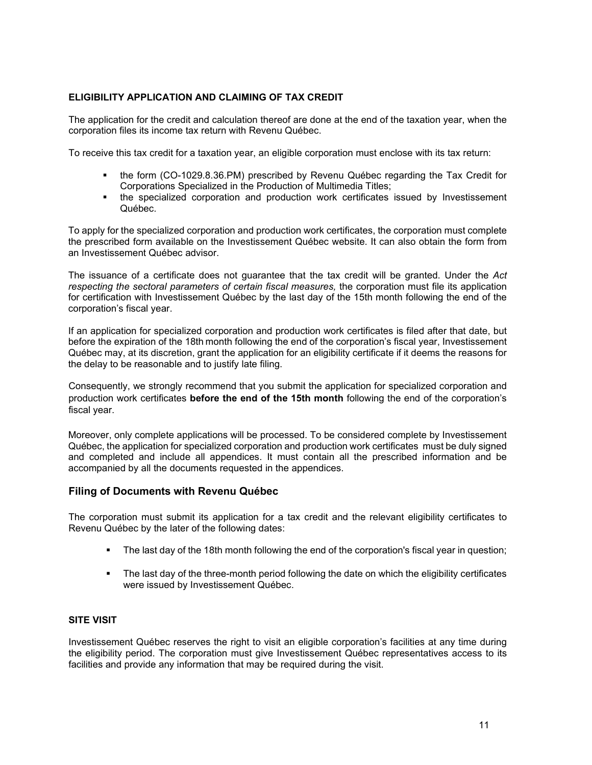## ELIGIBILITY APPLICATION AND CLAIMING OF TAX CREDIT

The application for the credit and calculation thereof are done at the end of the taxation year, when the corporation files its income tax return with Revenu Québec.

To receive this tax credit for a taxation year, an eligible corporation must enclose with its tax return:

- the form (CO-1029.8.36.PM) prescribed by Revenu Québec regarding the Tax Credit for Corporations Specialized in the Production of Multimedia Titles;
- the specialized corporation and production work certificates issued by Investissement Québec.

To apply for the specialized corporation and production work certificates, the corporation must complete the prescribed form available on the Investissement Québec website. It can also obtain the form from an Investissement Québec advisor.

The issuance of a certificate does not guarantee that the tax credit will be granted. Under the *Act respecting the sectoral parameters of certain fiscal measures,* the corporation must file its application for certification with Investissement Québec by the last day of the 15th month following the end of the corporation's fiscal year.

If an application for specialized corporation and production work certificates is filed after that date, but before the expiration of the 18th month following the end of the corporation's fiscal year, Investissement Québec may, at its discretion, grant the application for an eligibility certificate if it deems the reasons for the delay to be reasonable and to justify late filing.

Consequently, we strongly recommend that you submit the application for specialized corporation and production work certificates **before the end of the 15th month** following the end of the corporation's fiscal year.

Moreover, only complete applications will be processed. To be considered complete by Investissement Québec, the application for specialized corporation and production work certificates must be duly signed and completed and include all appendices. It must contain all the prescribed information and be accompanied by all the documents requested in the appendices.

### Filing of Documents with Revenu Québec

The corporation must submit its application for a tax credit and the relevant eligibility certificates to Revenu Québec by the later of the following dates:

- The last day of the 18th month following the end of the corporation's fiscal year in question;
- The last day of the three-month period following the date on which the eligibility certificates were issued by Investissement Québec.

## SITE VISIT

Investissement Québec reserves the right to visit an eligible corporation's facilities at any time during the eligibility period. The corporation must give Investissement Québec representatives access to its facilities and provide any information that may be required during the visit.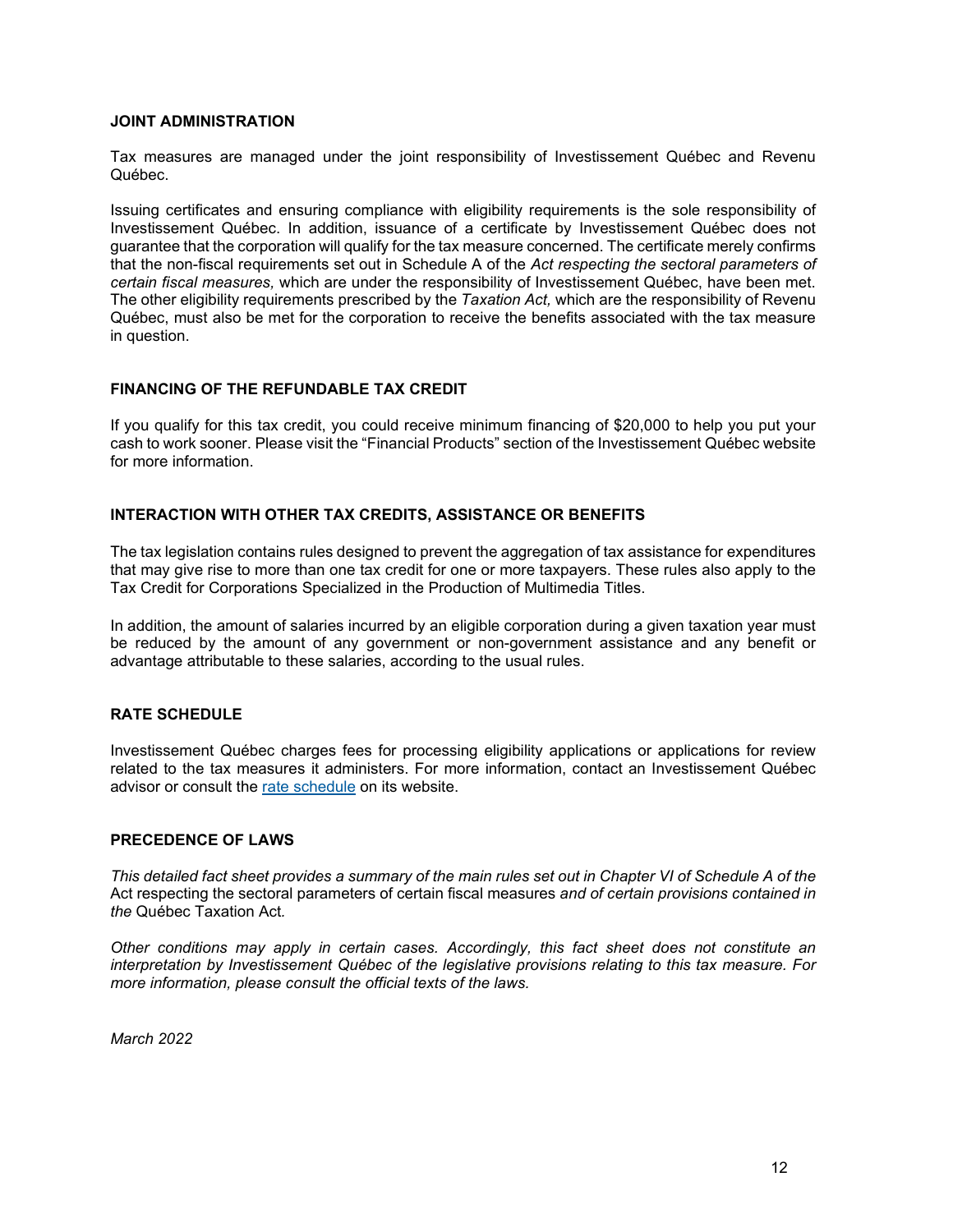## JOINT ADMINISTRATION

Tax measures are managed under the joint responsibility of Investissement Québec and Revenu Québec.

Issuing certificates and ensuring compliance with eligibility requirements is the sole responsibility of Investissement Québec. In addition, issuance of a certificate by Investissement Québec does not guarantee that the corporation will qualify for the tax measure concerned. The certificate merely confirms that the non-fiscal requirements set out in Schedule A of the *Act respecting the sectoral parameters of certain fiscal measures,* which are under the responsibility of Investissement Québec, have been met. The other eligibility requirements prescribed by the *Taxation Act,* which are the responsibility of Revenu Québec, must also be met for the corporation to receive the benefits associated with the tax measure in question.

## FINANCING OF THE REFUNDABLE TAX CREDIT

If you qualify for this tax credit, you could receive minimum financing of $20,000 to help you put your cash to work sooner. Please visit the "Financial Products" section of the Investissement Québec website for more information.

## INTERACTION WITH OTHER TAX CREDITS, ASSISTANCE OR BENEFITS

The tax legislation contains rules designed to prevent the aggregation of tax assistance for expenditures that may give rise to more than one tax credit for one or more taxpayers. These rules also apply to the Tax Credit for Corporations Specialized in the Production of Multimedia Titles.

In addition, the amount of salaries incurred by an eligible corporation during a given taxation year must be reduced by the amount of any government or non-government assistance and any benefit or advantage attributable to these salaries, according to the usual rules.

## RATE SCHEDULE

Investissement Québec charges fees for processing eligibility applications or applications for review related to the tax measures it administers. For more information, contact an Investissement Québec advisor or consult the rate schedule on its website.

## PRECEDENCE OF LAWS

*This detailed fact sheet provides a summary of the main rules set out in Chapter VI of Schedule A of the* Act respecting the sectoral parameters of certain fiscal measures *and of certain provisions contained in the* Québec Taxation Act*.*

*Other conditions may apply in certain cases. Accordingly, this fact sheet does not constitute an interpretation by Investissement Québec of the legislative provisions relating to this tax measure. For more information, please consult the official texts of the laws.*

*March 2022*